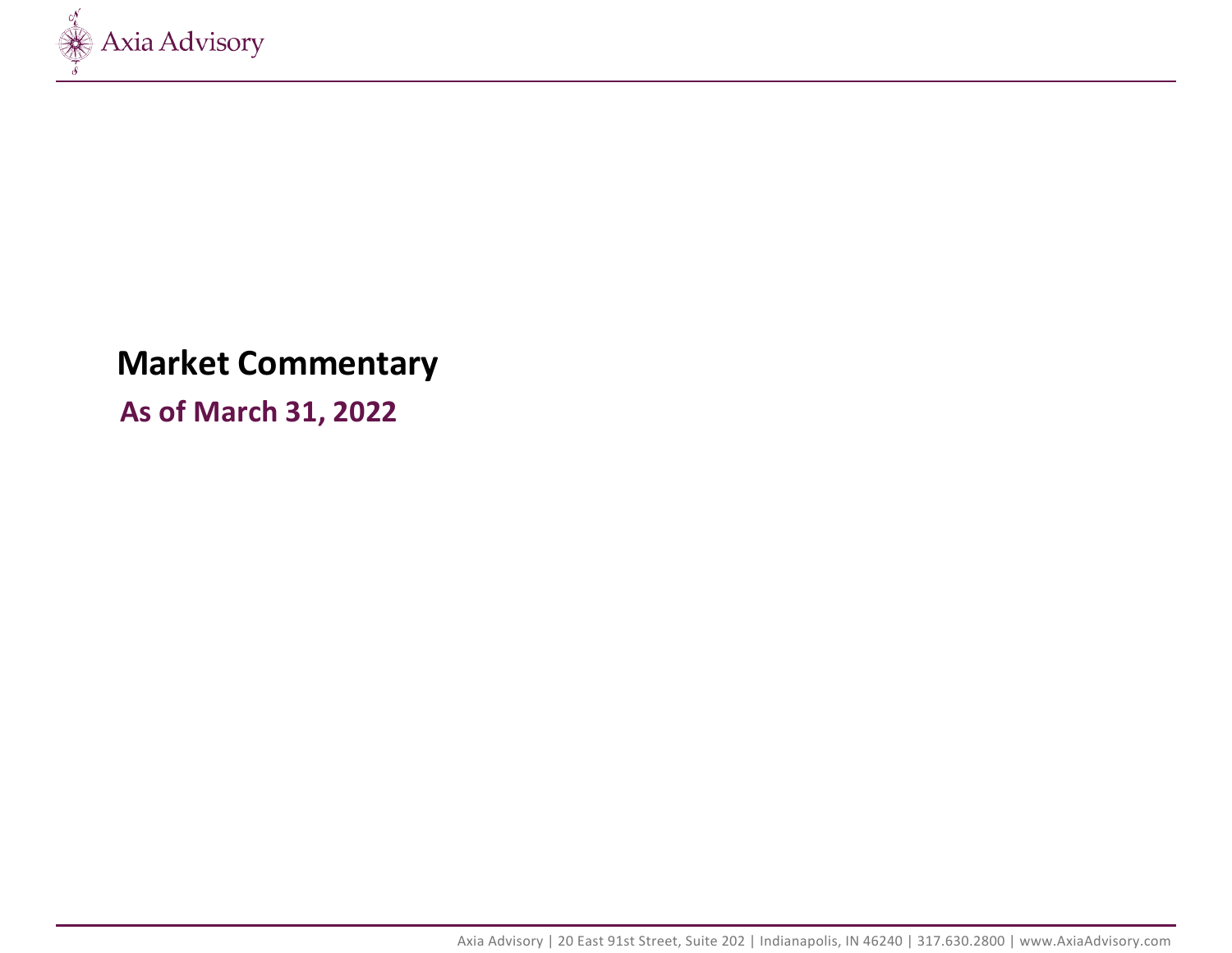# Market Commentary

## As of March 31, 2022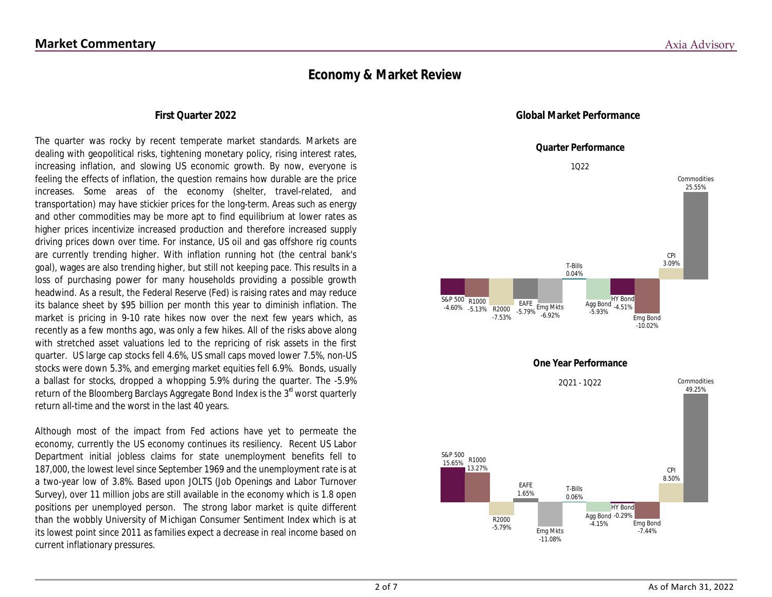## Economy & Market Review

### First Quarter 2022

The quarter was rocky by recent temperate market standards. Markets are dealing with geopolitical risks, tightening monetary policy, rising interest rates, increasing inflation, and slowing US economic growth. By now, everyone is feeling the effects of inflation, the question remains how durable are the price increases. Some areas of the economy (shelter, travel-related, and transportation) may have stickier prices for the long-term. Areas such as energy and other commodities may be more apt to find equilibrium at lower rates as higher prices incentivize increased production and therefore increased supply driving prices down over time. For instance, US oil and gas offshore rig counts are currently trending higher. With inflation running hot (the central bank's goal), wages are also trending higher, but still not keeping pace. This results in a loss of purchasing power for many households providing a possible growth headwind. As a result, the Federal Reserve (Fed) is raising rates and may reduce its balance sheet by $95 billion per month this year to diminish inflation. The market is pricing in 9-10 rate hikes now over the next few years which, as recently as a few months ago, was only a few hikes. All of the risks above along with stretched asset valuations led to the repricing of risk assets in the first quarter. US large cap stocks fell 4.6%, US small caps moved lower 7.5%, non-US stocks were down 5.3%, and emerging market equities fell 6.9%. Bonds, usually a ballast for stocks, dropped a whopping 5.9% during the quarter. The -5.9% return of the Bloomberg Barclays Aggregate Bond Index is the 3rd worst quarterly return all-time and the worst in the last 40 years.

Although most of the impact from Fed actions have yet to permeate the economy, currently the US economy continues its resiliency. Recent US Labor Department initial jobless claims for state unemployment benefits fell to 187,000, the lowest level since September 1969 and the unemployment rate is at a two-year low of 3.8%. Based upon JOLTS (Job Openings and Labor Turnover Survey), over 11 million jobs are still available in the economy which is 1.8 open positions per unemployed person. The strong labor market is quite different than the wobbly University of Michigan Consumer Sentiment Index which is at its lowest point since 2011 as families expect a decrease in real income based on current inflationary pressures.

### Global Market Performance

#### Quarter Performance

1Q22

| S&P 500 | R1000 | R2000 | EAFE | Emg Mkts | T-Bills | Agg Bond | HY Bond | Emg Bond | CPI | Commodities |
|---|---|---|---|---|---|---|---|---|---|---|
| -4.60% | -5.13% | -7.53% | -5.79% | -6.92% | 0.04% | -5.93% | -4.51% | -10.02% | 3.09% | 25.55% |

#### One Year Performance

2Q21 - 1Q22

| S&P 500 | R1000 | R2000 | EAFE | Emg Mkts | T-Bills | Agg Bond | HY Bond | Emg Bond | CPI | Commodities |
|---|---|---|---|---|---|---|---|---|---|---|
| 15.65% | 13.27% | -5.79% | 1.65% | -11.08% | 0.06% | -4.15% | -0.29% | -7.44% | 8.50% | 49.25% |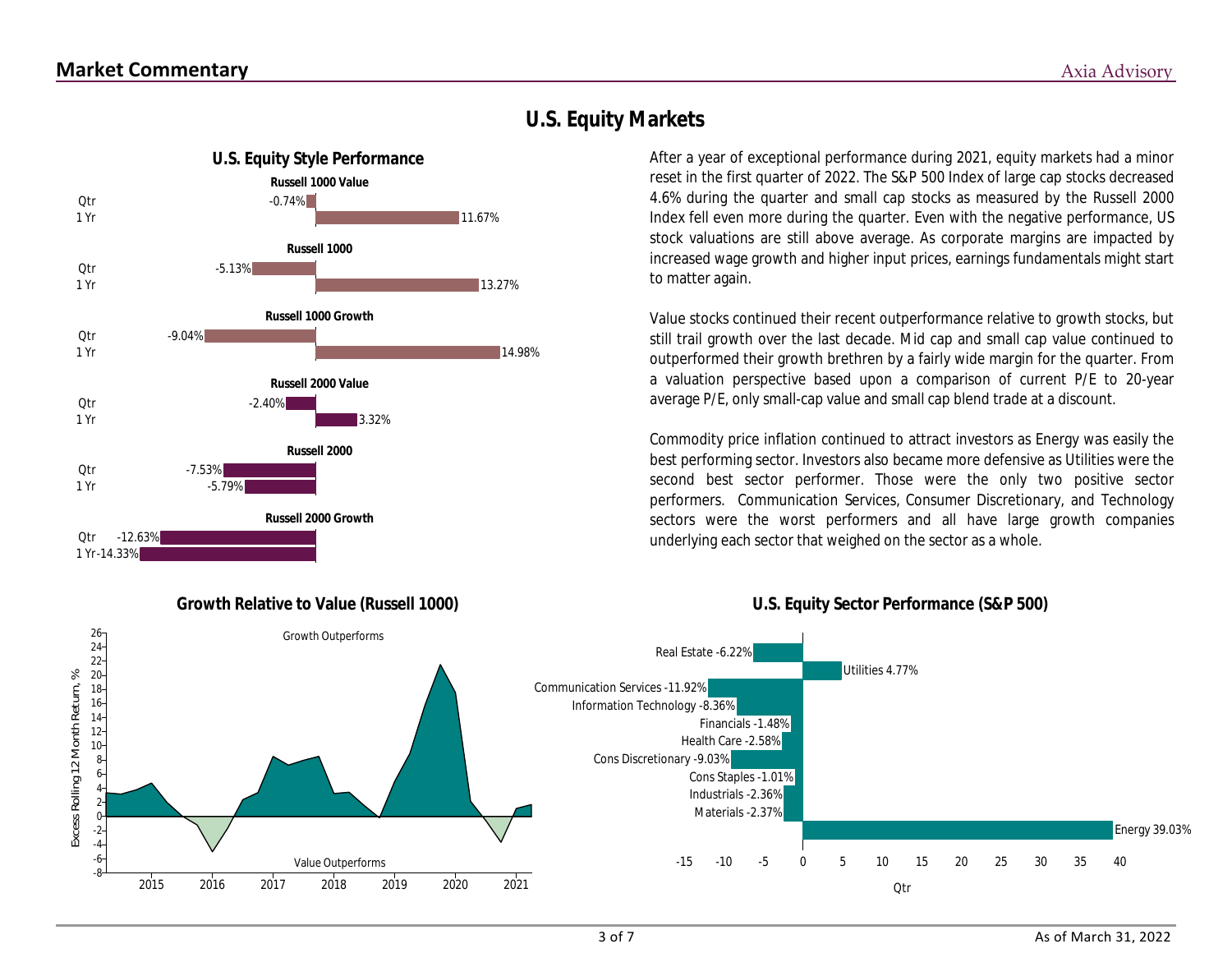## Market Commentary

# U.S. Equity Markets

### U.S. Equity Style Performance

| Index | Qtr | 1 Yr |
|---|---|---|
| Russell 1000 Value | -0.74% | 11.67% |
| Russell 1000 | -5.13% | 13.27% |
| Russell 1000 Growth | -9.04% | 14.98% |
| Russell 2000 Value | -2.40% | 3.32% |
| Russell 2000 | -7.53% | -5.79% |
| Russell 2000 Growth | -12.63% | -14.33% |

After a year of exceptional performance during 2021, equity markets had a minor reset in the first quarter of 2022. The S&P 500 Index of large cap stocks decreased 4.6% during the quarter and small cap stocks as measured by the Russell 2000 Index fell even more during the quarter. Even with the negative performance, US stock valuations are still above average. As corporate margins are impacted by increased wage growth and higher input prices, earnings fundamentals might start to matter again.

Value stocks continued their recent outperformance relative to growth stocks, but still trail growth over the last decade. Mid cap and small cap value continued to outperformed their growth brethren by a fairly wide margin for the quarter. From a valuation perspective based upon a comparison of current P/E to 20-year average P/E, only small-cap value and small cap blend trade at a discount.

Commodity price inflation continued to attract investors as Energy was easily the best performing sector. Investors also became more defensive as Utilities were the second best sector performer. Those were the only two positive sector performers. Communication Services, Consumer Discretionary, and Technology sectors were the worst performers and all have large growth companies underlying each sector that weighed on the sector as a whole.

### Growth Relative to Value (Russell 1000)

Excess Rolling 12 Month Return, % (Growth Outperforms / Value Outperforms), 2015–2021

### U.S. Equity Sector Performance (S&P 500)

| Sector | Qtr |
|---|---|
| Real Estate | -6.22% |
| Utilities | 4.77% |
| Communication Services | -11.92% |
| Information Technology | -8.36% |
| Financials | -1.48% |
| Health Care | -2.58% |
| Cons Discretionary | -9.03% |
| Cons Staples | -1.01% |
| Industrials | -2.36% |
| Materials | -2.37% |
| Energy | 39.03% |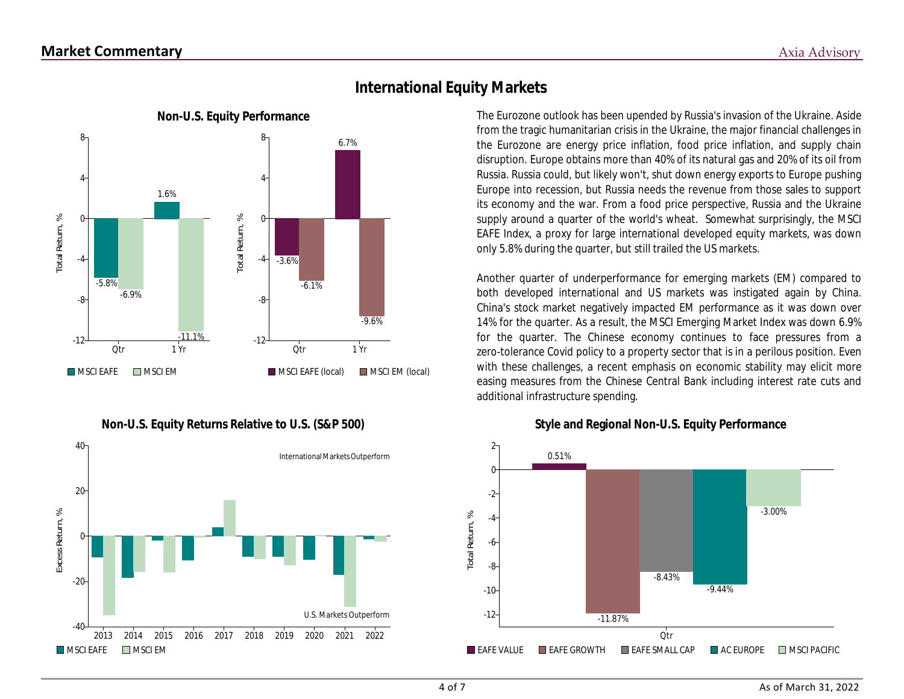## International Equity Markets

The Eurozone outlook has been upended by Russia's invasion of the Ukraine. Aside from the tragic humanitarian crisis in the Ukraine, the major financial challenges in the Eurozone are energy price inflation, food price inflation, and supply chain disruption. Europe obtains more than 40% of its natural gas and 20% of its oil from Russia. Russia could, but likely won't, shut down energy exports to Europe pushing Europe into recession, but Russia needs the revenue from those sales to support its economy and the war. From a food price perspective, Russia and the Ukraine supply around a quarter of the world's wheat. Somewhat surprisingly, the MSCI EAFE Index, a proxy for large international developed equity markets, was down only 5.8% during the quarter, but still trailed the US markets.

Another quarter of underperformance for emerging markets (EM) compared to both developed international and US markets was instigated again by China. China's stock market negatively impacted EM performance as it was down over 14% for the quarter. As a result, the MSCI Emerging Market Index was down 6.9% for the quarter. The Chinese economy continues to face pressures from a zero-tolerance Covid policy to a property sector that is in a perilous position. Even with these challenges, a recent emphasis on economic stability may elicit more easing measures from the Chinese Central Bank including interest rate cuts and additional infrastructure spending.

### Non-U.S. Equity Performance

| Total Return, % | MSCI EAFE | MSCI EM | MSCI EAFE (local) | MSCI EM (local) |
|---|---|---|---|---|
| Qtr | -5.8% | -6.9% | -3.6% | -6.1% |
| 1 Yr | 1.6% | -11.1% | 6.7% | -9.6% |

### Non-U.S. Equity Returns Relative to U.S. (S&P 500)

Excess Return, % (2013–2022); International Markets Outperform / U.S. Markets Outperform

Legend: MSCI EAFE, MSCI EM

### Style and Regional Non-U.S. Equity Performance

| Qtr | Total Return, % |
|---|---|
| EAFE VALUE | 0.51% |
| EAFE GROWTH | -11.87% |
| EAFE SMALL CAP | -8.43% |
| AC EUROPE | -9.44% |
| MSCI PACIFIC | -3.00% |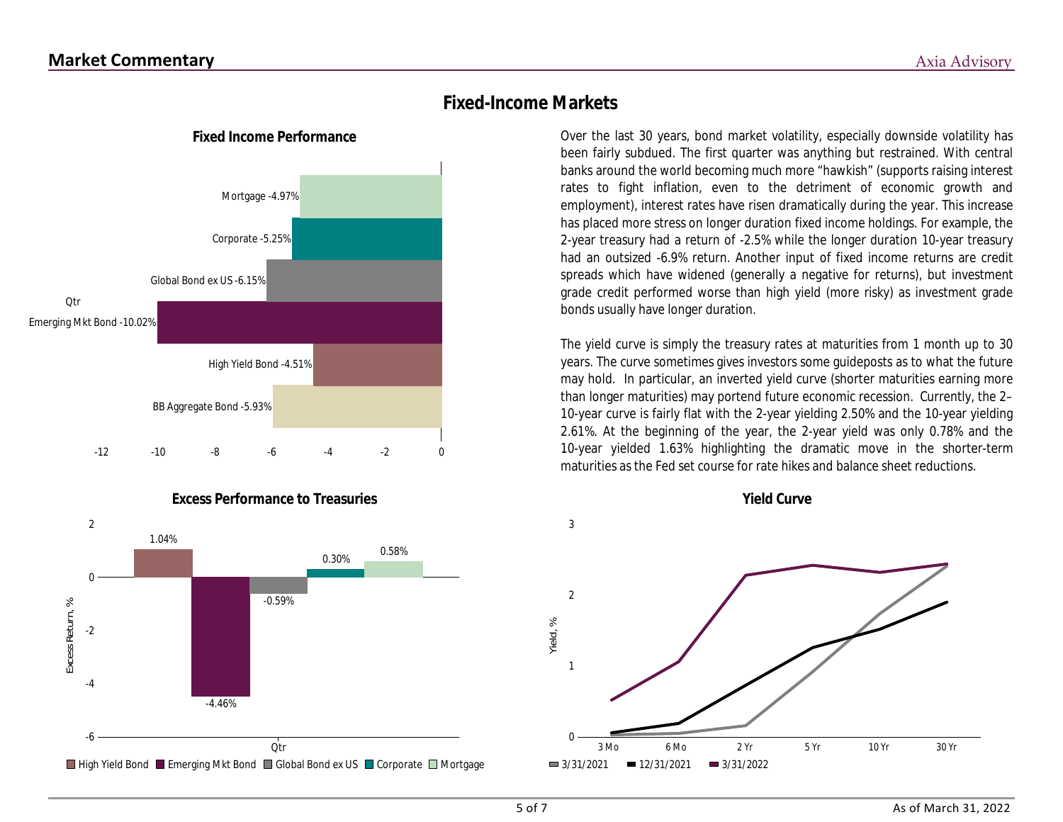## Fixed-Income Markets

Over the last 30 years, bond market volatility, especially downside volatility has been fairly subdued. The first quarter was anything but restrained. With central banks around the world becoming much more "hawkish" (supports raising interest rates to fight inflation, even to the detriment of economic growth and employment), interest rates have risen dramatically during the year. This increase has placed more stress on longer duration fixed income holdings. For example, the 2-year treasury had a return of -2.5% while the longer duration 10-year treasury had an outsized -6.9% return. Another input of fixed income returns are credit spreads which have widened (generally a negative for returns), but investment grade credit performed worse than high yield (more risky) as investment grade bonds usually have longer duration.

The yield curve is simply the treasury rates at maturities from 1 month up to 30 years. The curve sometimes gives investors some guideposts as to what the future may hold. In particular, an inverted yield curve (shorter maturities earning more than longer maturities) may portend future economic recession. Currently, the 2–10-year curve is fairly flat with the 2-year yielding 2.50% and the 10-year yielding 2.61%. At the beginning of the year, the 2-year yield was only 0.78% and the 10-year yielded 1.63% highlighting the dramatic move in the shorter-term maturities as the Fed set course for rate hikes and balance sheet reductions.

### Fixed Income Performance

| Qtr | Return (%) |
|---|---|
| Mortgage | -4.97% |
| Corporate | -5.25% |
| Global Bond ex US | -6.15% |
| Emerging Mkt Bond | -10.02% |
| High Yield Bond | -4.51% |
| BB Aggregate Bond | -5.93% |

### Excess Performance to Treasuries

| Qtr | Excess Return, % |
|---|---|
| High Yield Bond | 1.04% |
| Emerging Mkt Bond | -4.46% |
| Global Bond ex US | -0.59% |
| Corporate | 0.30% |
| Mortgage | 0.58% |

### Yield Curve

Yield, % by maturity (3 Mo, 6 Mo, 2 Yr, 5 Yr, 10 Yr, 30 Yr) for 3/31/2021, 12/31/2021, 3/31/2022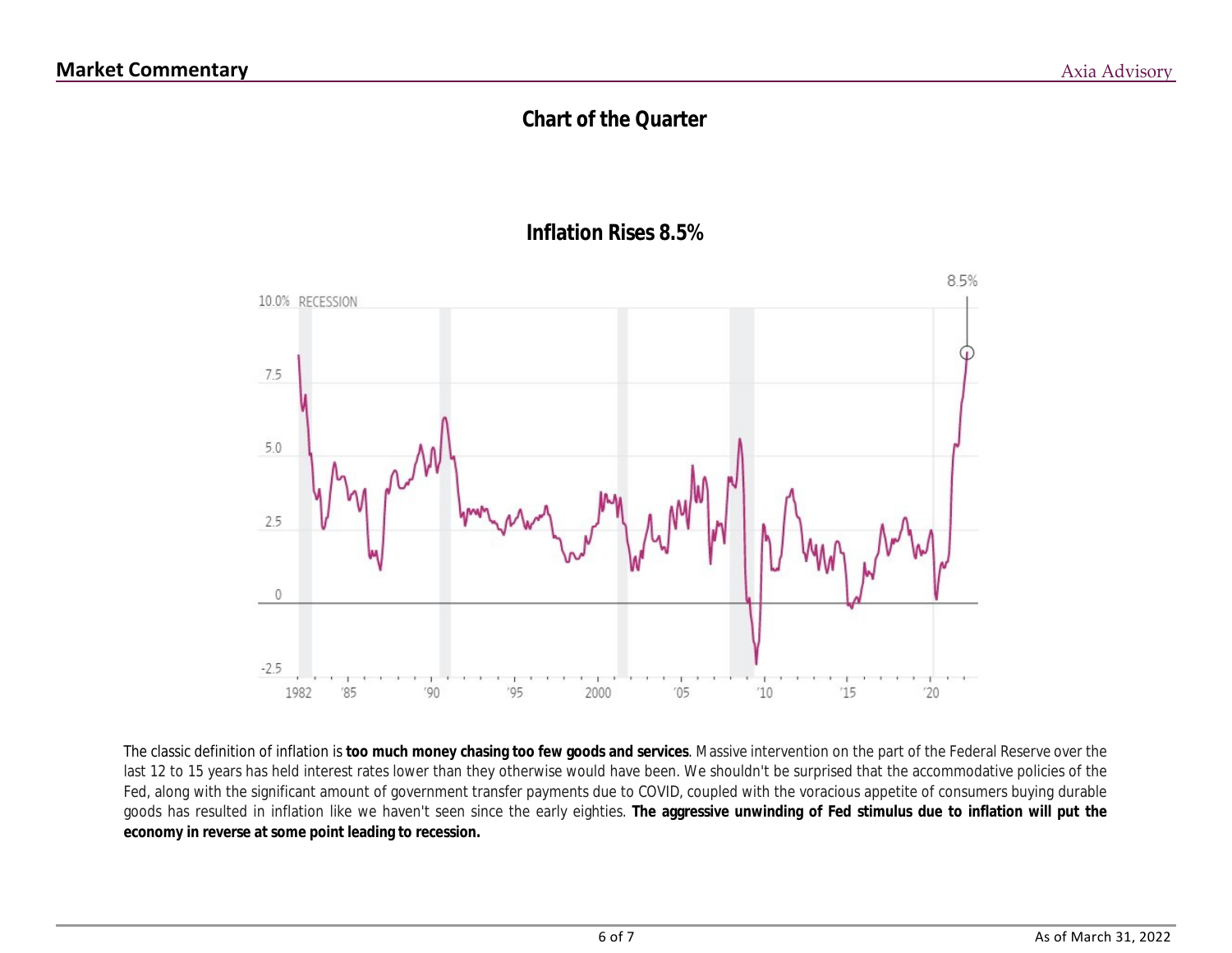## Chart of the Quarter

### Inflation Rises 8.5%

The classic definition of inflation is **too much money chasing too few goods and services**. Massive intervention on the part of the Federal Reserve over the last 12 to 15 years has held interest rates lower than they otherwise would have been. We shouldn't be surprised that the accommodative policies of the Fed, along with the significant amount of government transfer payments due to COVID, coupled with the voracious appetite of consumers buying durable goods has resulted in inflation like we haven't seen since the early eighties. **The aggressive unwinding of Fed stimulus due to inflation will put the economy in reverse at some point leading to recession.**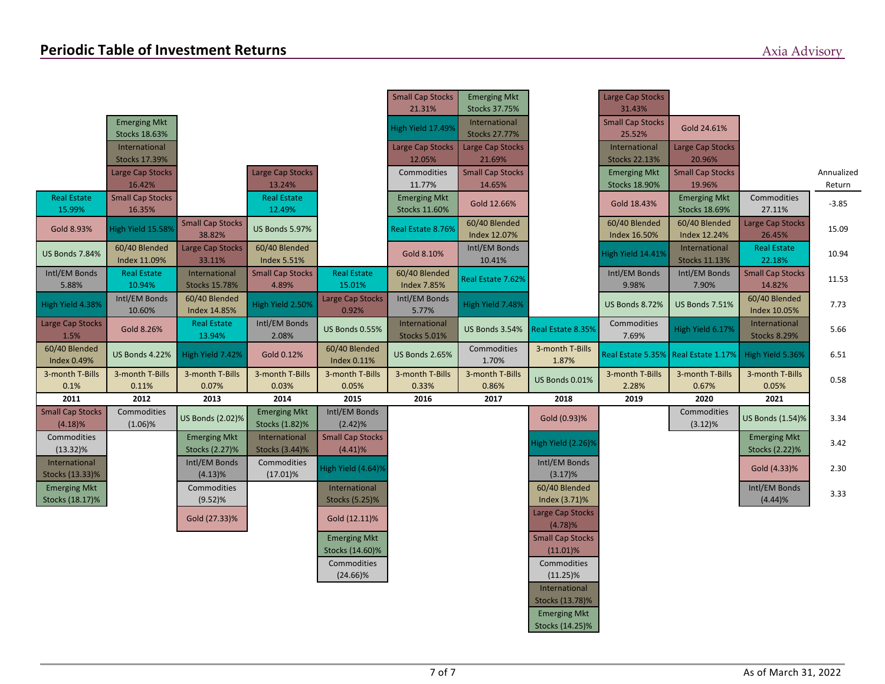## Periodic Table of Investment Returns

Axia Advisory

| 2011 | 2012 | 2013 | 2014 | 2015 | 2016 | 2017 | 2018 | 2019 | 2020 | 2021 | Annualized Return |
|---|---|---|---|---|---|---|---|---|---|---|---|
| | | | | | Small Cap Stocks 21.31% | Emerging Mkt Stocks 37.75% | | Large Cap Stocks 31.43% | | | |
| | Emerging Mkt Stocks 18.63% | | | | High Yield 17.49% | International Stocks 27.77% | | Small Cap Stocks 25.52% | Gold 24.61% | | |
| | International Stocks 17.39% | | | | Large Cap Stocks 12.05% | Large Cap Stocks 21.69% | | International Stocks 22.13% | Large Cap Stocks 20.96% | | |
| | Large Cap Stocks 16.42% | | Large Cap Stocks 13.24% | | Commodities 11.77% | Small Cap Stocks 14.65% | | Emerging Mkt Stocks 18.90% | Small Cap Stocks 19.96% | | |
| Real Estate 15.99% | Small Cap Stocks 16.35% | | Real Estate 12.49% | | Emerging Mkt Stocks 11.60% | Gold 12.66% | | Gold 18.43% | Emerging Mkt Stocks 18.69% | Commodities 27.11% | -3.85 |
| Gold 8.93% | High Yield 15.58% | Small Cap Stocks 38.82% | US Bonds 5.97% | | Real Estate 8.76% | 60/40 Blended Index 12.07% | | 60/40 Blended Index 16.50% | 60/40 Blended Index 12.24% | Large Cap Stocks 26.45% | 15.09 |
| US Bonds 7.84% | 60/40 Blended Index 11.09% | Large Cap Stocks 33.11% | 60/40 Blended Index 5.51% | | Gold 8.10% | Intl/EM Bonds 10.41% | | High Yield 14.41% | International Stocks 11.13% | Real Estate 22.18% | 10.94 |
| Intl/EM Bonds 5.88% | Real Estate 10.94% | International Stocks 15.78% | Small Cap Stocks 4.89% | Real Estate 15.01% | 60/40 Blended Index 7.85% | Real Estate 7.62% | | Intl/EM Bonds 9.98% | Intl/EM Bonds 7.90% | Small Cap Stocks 14.82% | 11.53 |
| High Yield 4.38% | Intl/EM Bonds 10.60% | 60/40 Blended Index 14.85% | High Yield 2.50% | Large Cap Stocks 0.92% | Intl/EM Bonds 5.77% | High Yield 7.48% | | US Bonds 8.72% | US Bonds 7.51% | 60/40 Blended Index 10.05% | 7.73 |
| Large Cap Stocks 1.5% | Gold 8.26% | Real Estate 13.94% | Intl/EM Bonds 2.08% | US Bonds 0.55% | International Stocks 5.01% | US Bonds 3.54% | Real Estate 8.35% | Commodities 7.69% | High Yield 6.17% | International Stocks 8.29% | 5.66 |
| 60/40 Blended Index 0.49% | US Bonds 4.22% | High Yield 7.42% | Gold 0.12% | 60/40 Blended Index 0.11% | US Bonds 2.65% | Commodities 1.70% | 3-month T-Bills 1.87% | Real Estate 5.35% | Real Estate 1.17% | High Yield 5.36% | 6.51 |
| 3-month T-Bills 0.1% | 3-month T-Bills 0.11% | 3-month T-Bills 0.07% | 3-month T-Bills 0.03% | 3-month T-Bills 0.05% | 3-month T-Bills 0.33% | 3-month T-Bills 0.86% | US Bonds 0.01% | 3-month T-Bills 2.28% | 3-month T-Bills 0.67% | 3-month T-Bills 0.05% | 0.58 |
| **2011** | **2012** | **2013** | **2014** | **2015** | **2016** | **2017** | **2018** | **2019** | **2020** | **2021** | |
| Small Cap Stocks (4.18)% | Commodities (1.06)% | US Bonds (2.02)% | Emerging Mkt Stocks (1.82)% | Intl/EM Bonds (2.42)% | | | Gold (0.93)% | | Commodities (3.12)% | US Bonds (1.54)% | 3.34 |
| Commodities (13.32)% | | Emerging Mkt Stocks (2.27)% | International Stocks (3.44)% | Small Cap Stocks (4.41)% | | | High Yield (2.26)% | | | Emerging Mkt Stocks (2.22)% | 3.42 |
| International Stocks (13.33)% | | Intl/EM Bonds (4.13)% | Commodities (17.01)% | High Yield (4.64)% | | | Intl/EM Bonds (3.17)% | | | Gold (4.33)% | 2.30 |
| Emerging Mkt Stocks (18.17)% | | Commodities (9.52)% | | International Stocks (5.25)% | | | 60/40 Blended Index (3.71)% | | | Intl/EM Bonds (4.44)% | 3.33 |
| | | Gold (27.33)% | | Gold (12.11)% | | | Large Cap Stocks (4.78)% | | | | |
| | | | | Emerging Mkt Stocks (14.60)% | | | Small Cap Stocks (11.01)% | | | | |
| | | | | Commodities (24.66)% | | | Commodities (11.25)% | | | | |
| | | | | | | | International Stocks (13.78)% | | | | |
| | | | | | | | Emerging Mkt Stocks (14.25)% | | | | |

As of March 31, 2022